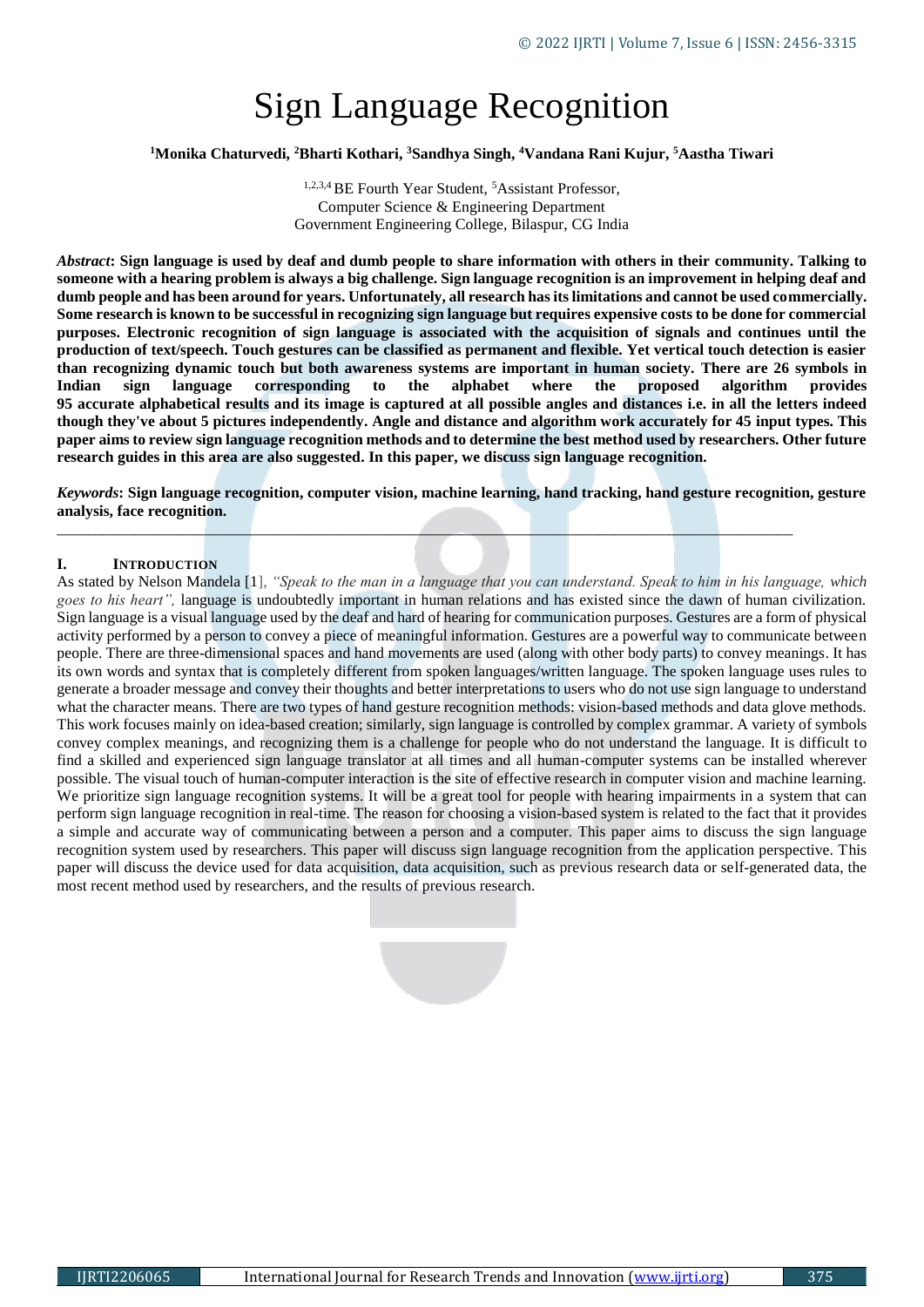# Sign Language Recognition

**[1]Monika Chaturvedi, [2]Bharti Kothari, [3]Sandhya Singh, [4]Vandana Rani Kujur, [5]Aastha Tiwari**

[1,2,3,4] BE Fourth Year Student, [5]Assistant Professor,
Computer Science & Engineering Department
Government Engineering College, Bilaspur, CG India

***Abstract*: Sign language is used by deaf and dumb people to share information with others in their community. Talking to someone with a hearing problem is always a big challenge. Sign language recognition is an improvement in helping deaf and dumb people and has been around for years. Unfortunately, all research has its limitations and cannot be used commercially. Some research is known to be successful in recognizing sign language but requires expensive costs to be done for commercial purposes. Electronic recognition of sign language is associated with the acquisition of signals and continues until the production of text/speech. Touch gestures can be classified as permanent and flexible. Yet vertical touch detection is easier than recognizing dynamic touch but both awareness systems are important in human society. There are 26 symbols in Indian sign language corresponding to the alphabet where the proposed algorithm provides 95 accurate alphabetical results and its image is captured at all possible angles and distances i.e. in all the letters indeed though they've about 5 pictures independently. Angle and distance and algorithm work accurately for 45 input types. This paper aims to review sign language recognition methods and to determine the best method used by researchers. Other future research guides in this area are also suggested. In this paper, we discuss sign language recognition.**

***Keywords*: Sign language recognition, computer vision, machine learning, hand tracking, hand gesture recognition, gesture analysis, face recognition.**

---

## I. INTRODUCTION

As stated by Nelson Mandela [1], *"Speak to the man in a language that you can understand. Speak to him in his language, which goes to his heart",* language is undoubtedly important in human relations and has existed since the dawn of human civilization. Sign language is a visual language used by the deaf and hard of hearing for communication purposes. Gestures are a form of physical activity performed by a person to convey a piece of meaningful information. Gestures are a powerful way to communicate between people. There are three-dimensional spaces and hand movements are used (along with other body parts) to convey meanings. It has its own words and syntax that is completely different from spoken languages/written language. The spoken language uses rules to generate a broader message and convey their thoughts and better interpretations to users who do not use sign language to understand what the character means. There are two types of hand gesture recognition methods: vision-based methods and data glove methods. This work focuses mainly on idea-based creation; similarly, sign language is controlled by complex grammar. A variety of symbols convey complex meanings, and recognizing them is a challenge for people who do not understand the language. It is difficult to find a skilled and experienced sign language translator at all times and all human-computer systems can be installed wherever possible. The visual touch of human-computer interaction is the site of effective research in computer vision and machine learning. We prioritize sign language recognition systems. It will be a great tool for people with hearing impairments in a system that can perform sign language recognition in real-time. The reason for choosing a vision-based system is related to the fact that it provides a simple and accurate way of communicating between a person and a computer. This paper aims to discuss the sign language recognition system used by researchers. This paper will discuss sign language recognition from the application perspective. This paper will discuss the device used for data acquisition, data acquisition, such as previous research data or self-generated data, the most recent method used by researchers, and the results of previous research.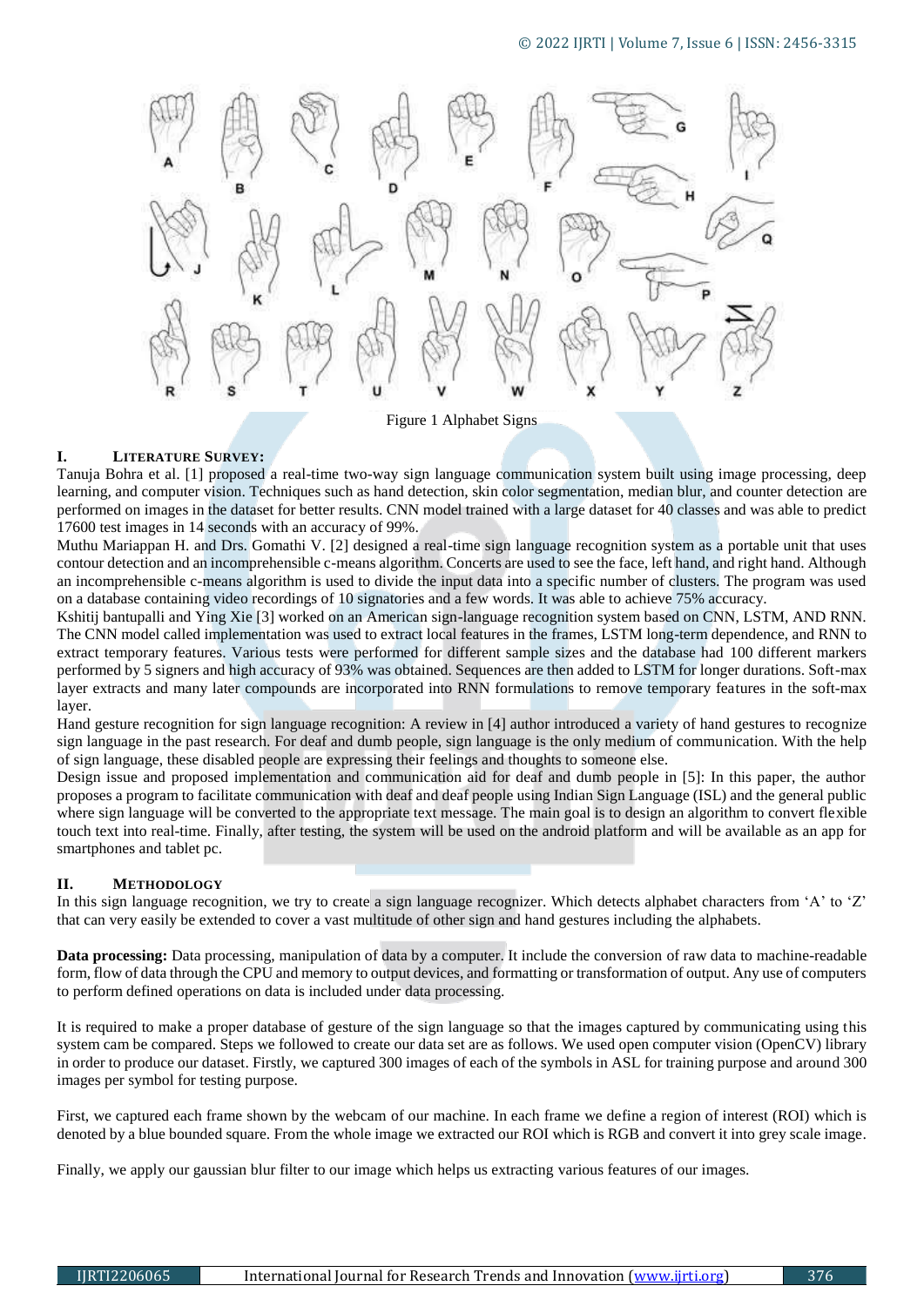Figure 1 Alphabet Signs

## I. LITERATURE SURVEY:

Tanuja Bohra et al. [1] proposed a real-time two-way sign language communication system built using image processing, deep learning, and computer vision. Techniques such as hand detection, skin color segmentation, median blur, and counter detection are performed on images in the dataset for better results. CNN model trained with a large dataset for 40 classes and was able to predict 17600 test images in 14 seconds with an accuracy of 99%.

Muthu Mariappan H. and Drs. Gomathi V. [2] designed a real-time sign language recognition system as a portable unit that uses contour detection and an incomprehensible c-means algorithm. Concerts are used to see the face, left hand, and right hand. Although an incomprehensible c-means algorithm is used to divide the input data into a specific number of clusters. The program was used on a database containing video recordings of 10 signatories and a few words. It was able to achieve 75% accuracy.

Kshitij bantupalli and Ying Xie [3] worked on an American sign-language recognition system based on CNN, LSTM, AND RNN. The CNN model called implementation was used to extract local features in the frames, LSTM long-term dependence, and RNN to extract temporary features. Various tests were performed for different sample sizes and the database had 100 different markers performed by 5 signers and high accuracy of 93% was obtained. Sequences are then added to LSTM for longer durations. Soft-max layer extracts and many later compounds are incorporated into RNN formulations to remove temporary features in the soft-max layer.

Hand gesture recognition for sign language recognition: A review in [4] author introduced a variety of hand gestures to recognize sign language in the past research. For deaf and dumb people, sign language is the only medium of communication. With the help of sign language, these disabled people are expressing their feelings and thoughts to someone else.

Design issue and proposed implementation and communication aid for deaf and dumb people in [5]: In this paper, the author proposes a program to facilitate communication with deaf and deaf people using Indian Sign Language (ISL) and the general public where sign language will be converted to the appropriate text message. The main goal is to design an algorithm to convert flexible touch text into real-time. Finally, after testing, the system will be used on the android platform and will be available as an app for smartphones and tablet pc.

## II. METHODOLOGY

In this sign language recognition, we try to create a sign language recognizer. Which detects alphabet characters from 'A' to 'Z' that can very easily be extended to cover a vast multitude of other sign and hand gestures including the alphabets.

**Data processing:** Data processing, manipulation of data by a computer. It include the conversion of raw data to machine-readable form, flow of data through the CPU and memory to output devices, and formatting or transformation of output. Any use of computers to perform defined operations on data is included under data processing.

It is required to make a proper database of gesture of the sign language so that the images captured by communicating using this system cam be compared. Steps we followed to create our data set are as follows. We used open computer vision (OpenCV) library in order to produce our dataset. Firstly, we captured 300 images of each of the symbols in ASL for training purpose and around 300 images per symbol for testing purpose.

First, we captured each frame shown by the webcam of our machine. In each frame we define a region of interest (ROI) which is denoted by a blue bounded square. From the whole image we extracted our ROI which is RGB and convert it into grey scale image.

Finally, we apply our gaussian blur filter to our image which helps us extracting various features of our images.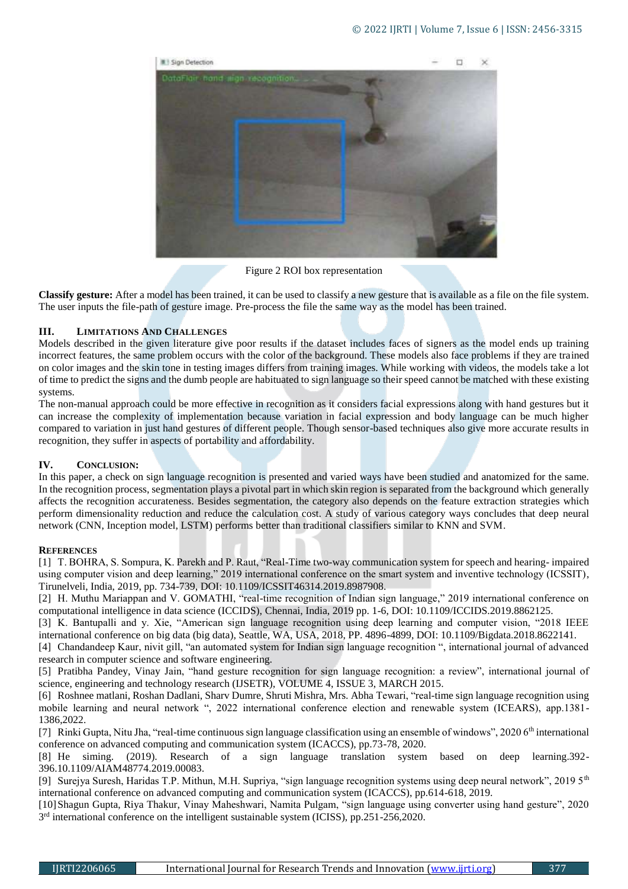Figure 2 ROI box representation

**Classify gesture:** After a model has been trained, it can be used to classify a new gesture that is available as a file on the file system. The user inputs the file-path of gesture image. Pre-process the file the same way as the model has been trained.

## III. LIMITATIONS AND CHALLENGES

Models described in the given literature give poor results if the dataset includes faces of signers as the model ends up training incorrect features, the same problem occurs with the color of the background. These models also face problems if they are trained on color images and the skin tone in testing images differs from training images. While working with videos, the models take a lot of time to predict the signs and the dumb people are habituated to sign language so their speed cannot be matched with these existing systems.

The non-manual approach could be more effective in recognition as it considers facial expressions along with hand gestures but it can increase the complexity of implementation because variation in facial expression and body language can be much higher compared to variation in just hand gestures of different people. Though sensor-based techniques also give more accurate results in recognition, they suffer in aspects of portability and affordability.

## IV. CONCLUSION:

In this paper, a check on sign language recognition is presented and varied ways have been studied and anatomized for the same. In the recognition process, segmentation plays a pivotal part in which skin region is separated from the background which generally affects the recognition accurateness. Besides segmentation, the category also depends on the feature extraction strategies which perform dimensionality reduction and reduce the calculation cost. A study of various category ways concludes that deep neural network (CNN, Inception model, LSTM) performs better than traditional classifiers similar to KNN and SVM.

## REFERENCES

[1] T. BOHRA, S. Sompura, K. Parekh and P. Raut, "Real-Time two-way communication system for speech and hearing- impaired using computer vision and deep learning," 2019 international conference on the smart system and inventive technology (ICSSIT), Tirunelveli, India, 2019, pp. 734-739, DOI: 10.1109/ICSSIT46314.2019.8987908.

[2] H. Muthu Mariappan and V. GOMATHI, "real-time recognition of Indian sign language," 2019 international conference on computational intelligence in data science (ICCIDS), Chennai, India, 2019 pp. 1-6, DOI: 10.1109/ICCIDS.2019.8862125.

[3] K. Bantupalli and y. Xie, "American sign language recognition using deep learning and computer vision, "2018 IEEE international conference on big data (big data), Seattle, WA, USA, 2018, PP. 4896-4899, DOI: 10.1109/Bigdata.2018.8622141.

[4] Chandandeep Kaur, nivit gill, "an automated system for Indian sign language recognition ", international journal of advanced research in computer science and software engineering.

[5] Pratibha Pandey, Vinay Jain, "hand gesture recognition for sign language recognition: a review", international journal of science, engineering and technology research (IJSETR), VOLUME 4, ISSUE 3, MARCH 2015.

[6] Roshnee matlani, Roshan Dadlani, Sharv Dumre, Shruti Mishra, Mrs. Abha Tewari, "real-time sign language recognition using mobile learning and neural network ", 2022 international conference election and renewable system (ICEARS), app.1381-1386,2022.

[7] Rinki Gupta, Nitu Jha, "real-time continuous sign language classification using an ensemble of windows", 2020 6th international conference on advanced computing and communication system (ICACCS), pp.73-78, 2020.

[8] He siming. (2019). Research of a sign language translation system based on deep learning.392-396.10.1109/AIAM48774.2019.00083.

[9] Surejya Suresh, Haridas T.P. Mithun, M.H. Supriya, "sign language recognition systems using deep neural network", 2019 5th international conference on advanced computing and communication system (ICACCS), pp.614-618, 2019.

[10] Shagun Gupta, Riya Thakur, Vinay Maheshwari, Namita Pulgam, "sign language using converter using hand gesture", 2020 3rd international conference on the intelligent sustainable system (ICISS), pp.251-256,2020.